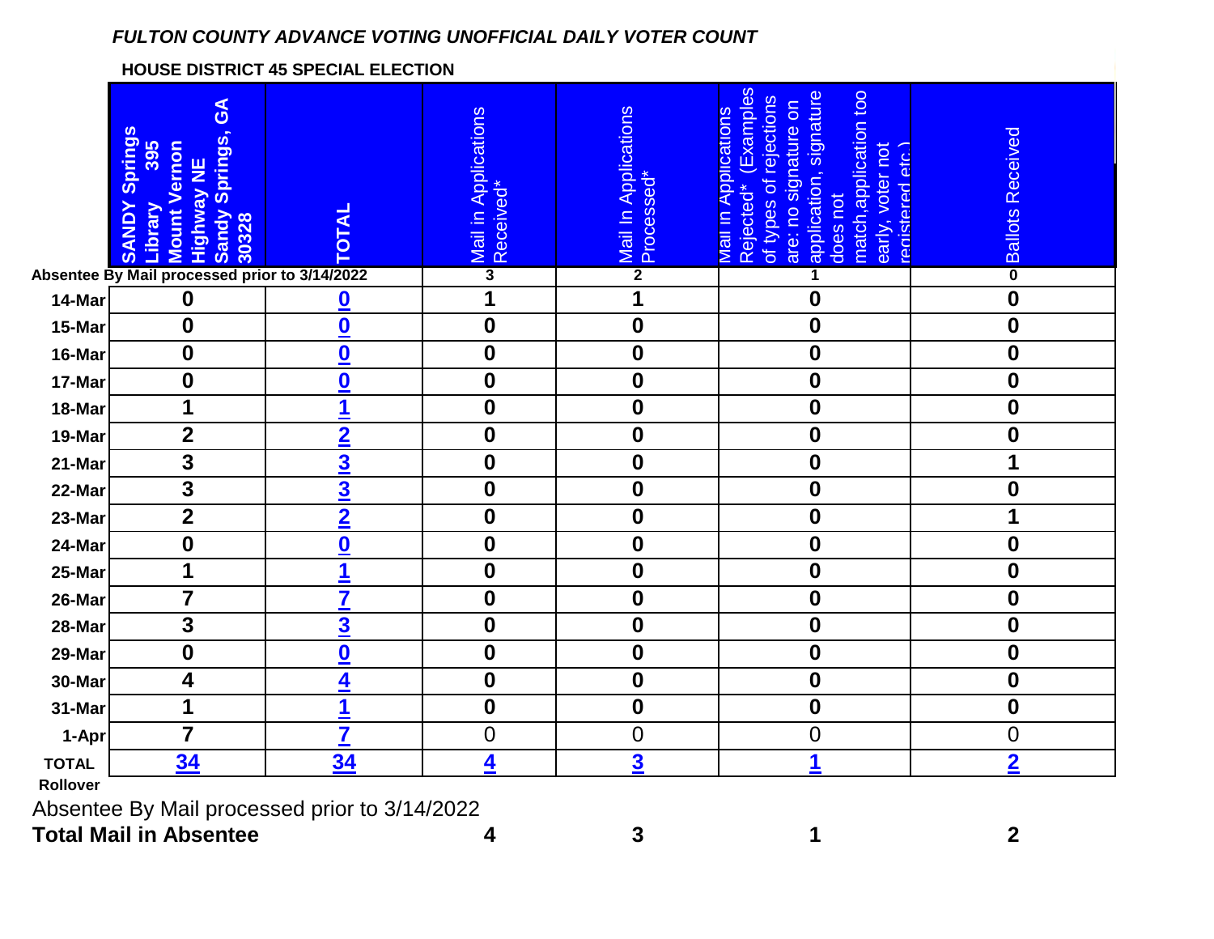*FULTON COUNTY ADVANCE VOTING UNOFFICIAL DAILY VOTER COUNT*

**HOUSE DISTRICT 45 SPECIAL ELECTION**

| | SANDY Springs Library 395 Mount Vernon Highway NE Sandy Springs, GA 30328 | TOTAL | Mail in Applications Received* | Mail In Applications Processed* | Mail in Applications Rejected* (Examples of types of rejections are: no signature on application, signature does not match,application too early, voter not registered etc.) | Ballots Received |
|---|---|---|---|---|---|---|
| Absentee By Mail processed prior to 3/14/2022 | | | 3 | 2 | 1 | 0 |
| 14-Mar | 0 | 0 | 1 | 1 | 0 | 0 |
| 15-Mar | 0 | 0 | 0 | 0 | 0 | 0 |
| 16-Mar | 0 | 0 | 0 | 0 | 0 | 0 |
| 17-Mar | 0 | 0 | 0 | 0 | 0 | 0 |
| 18-Mar | 1 | 1 | 0 | 0 | 0 | 0 |
| 19-Mar | 2 | 2 | 0 | 0 | 0 | 0 |
| 21-Mar | 3 | 3 | 0 | 0 | 0 | 1 |
| 22-Mar | 3 | 3 | 0 | 0 | 0 | 0 |
| 23-Mar | 2 | 2 | 0 | 0 | 0 | 1 |
| 24-Mar | 0 | 0 | 0 | 0 | 0 | 0 |
| 25-Mar | 1 | 1 | 0 | 0 | 0 | 0 |
| 26-Mar | 7 | 7 | 0 | 0 | 0 | 0 |
| 28-Mar | 3 | 3 | 0 | 0 | 0 | 0 |
| 29-Mar | 0 | 0 | 0 | 0 | 0 | 0 |
| 30-Mar | 4 | 4 | 0 | 0 | 0 | 0 |
| 31-Mar | 1 | 1 | 0 | 0 | 0 | 0 |
| 1-Apr | 7 | 7 | 0 | 0 | 0 | 0 |
| TOTAL | 34 | 34 | 4 | 3 | 1 | 2 |

**Rollover**

Absentee By Mail processed prior to 3/14/2022

| **Total Mail in Absentee** | **4** | **3** | **1** | **2** |
|---|---|---|---|---|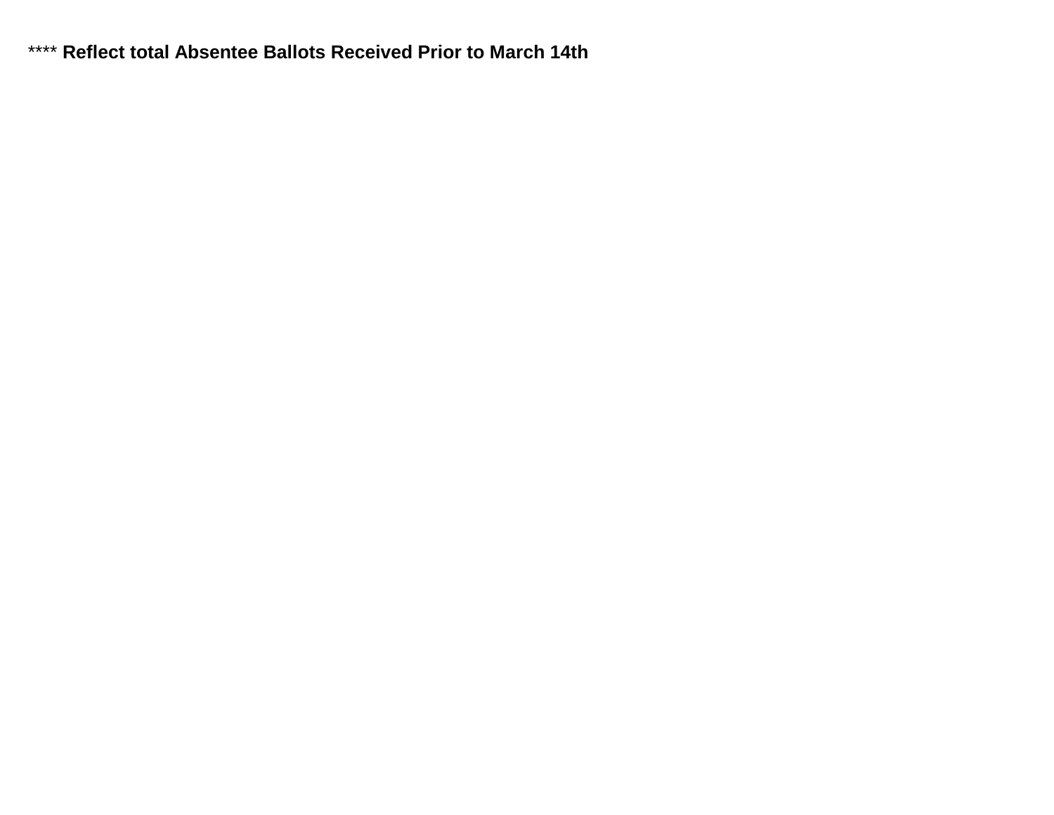**** **Reflect total Absentee Ballots Received Prior to March 14th**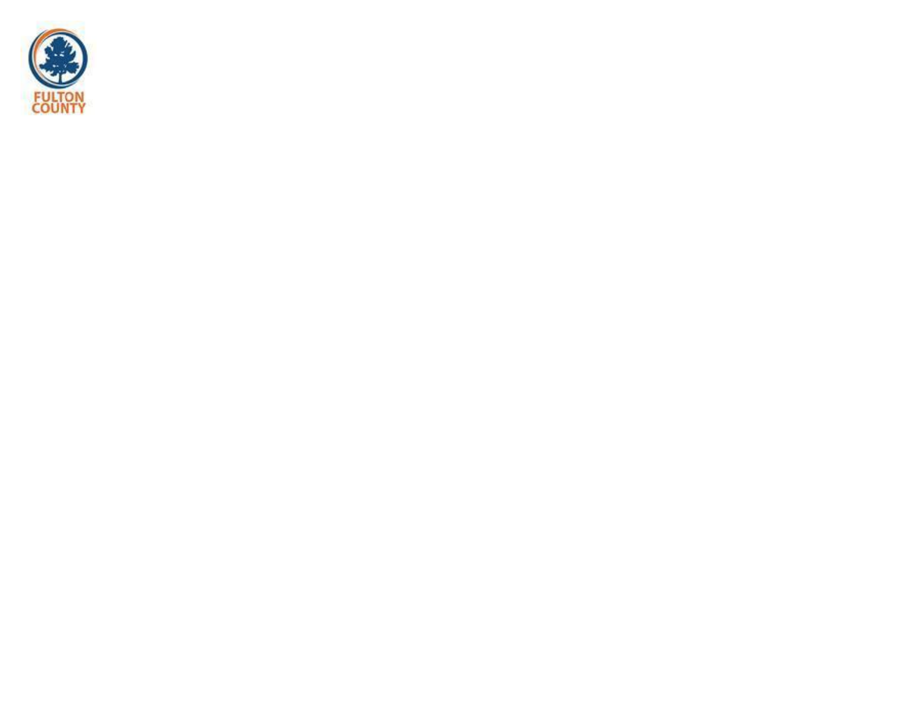FULTON
COUNTY